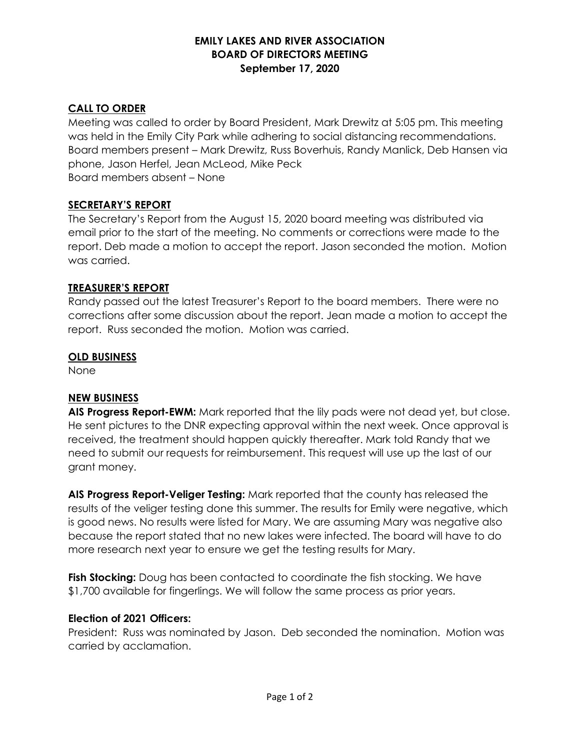# EMILY LAKES AND RIVER ASSOCIATION
## BOARD OF DIRECTORS MEETING
### September 17, 2020

**CALL TO ORDER**

Meeting was called to order by Board President, Mark Drewitz at 5:05 pm. This meeting was held in the Emily City Park while adhering to social distancing recommendations.
Board members present – Mark Drewitz, Russ Boverhuis, Randy Manlick, Deb Hansen via phone, Jason Herfel, Jean McLeod, Mike Peck
Board members absent – None

**SECRETARY'S REPORT**

The Secretary's Report from the August 15, 2020 board meeting was distributed via email prior to the start of the meeting. No comments or corrections were made to the report. Deb made a motion to accept the report. Jason seconded the motion. Motion was carried.

**TREASURER'S REPORT**

Randy passed out the latest Treasurer's Report to the board members. There were no corrections after some discussion about the report. Jean made a motion to accept the report. Russ seconded the motion. Motion was carried.

**OLD BUSINESS**

None

**NEW BUSINESS**

**AIS Progress Report-EWM:** Mark reported that the lily pads were not dead yet, but close. He sent pictures to the DNR expecting approval within the next week. Once approval is received, the treatment should happen quickly thereafter. Mark told Randy that we need to submit our requests for reimbursement. This request will use up the last of our grant money.

**AIS Progress Report-Veliger Testing:** Mark reported that the county has released the results of the veliger testing done this summer. The results for Emily were negative, which is good news. No results were listed for Mary. We are assuming Mary was negative also because the report stated that no new lakes were infected. The board will have to do more research next year to ensure we get the testing results for Mary.

**Fish Stocking:** Doug has been contacted to coordinate the fish stocking. We have $1,700 available for fingerlings. We will follow the same process as prior years.

**Election of 2021 Officers:**

President: Russ was nominated by Jason. Deb seconded the nomination. Motion was carried by acclamation.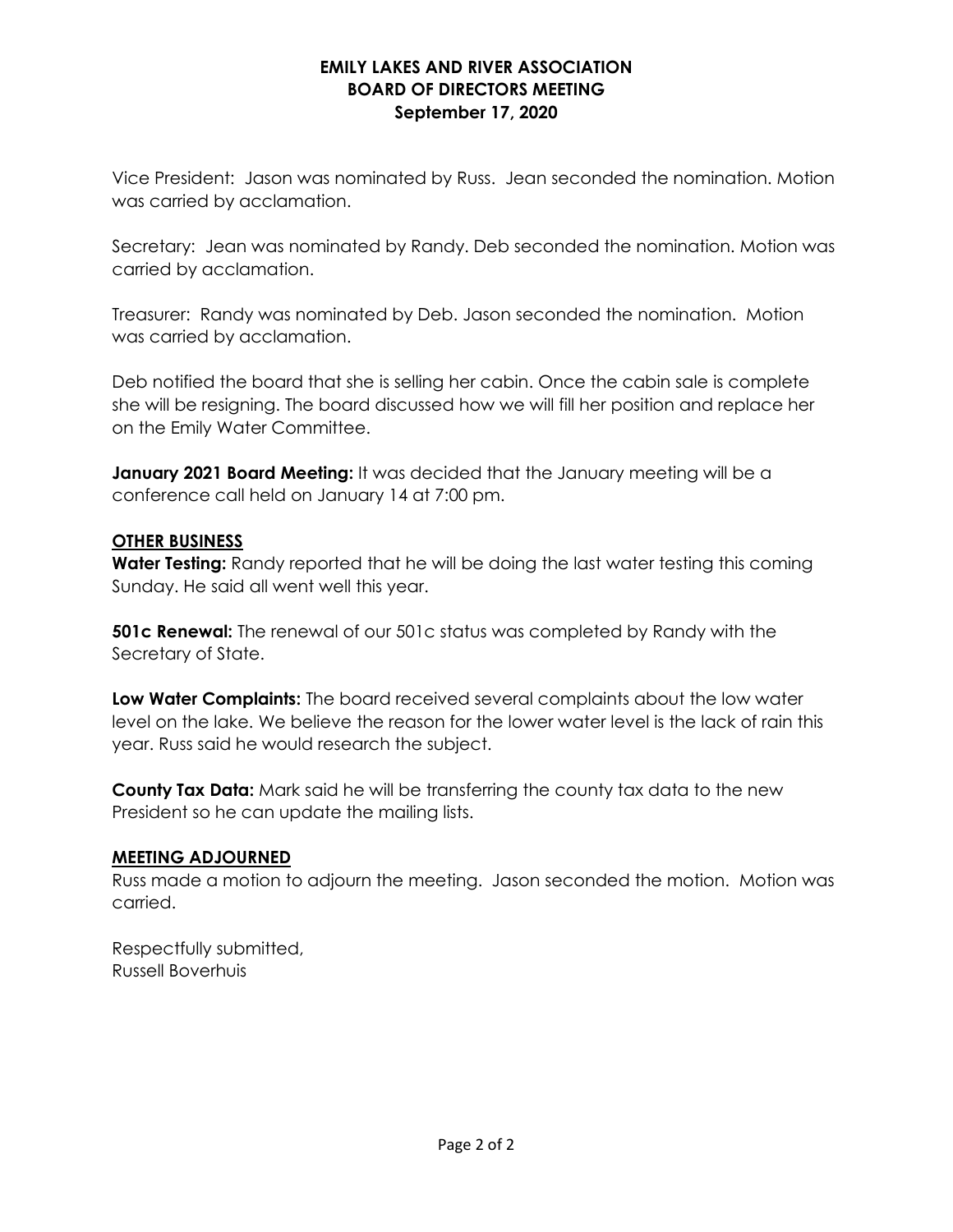**EMILY LAKES AND RIVER ASSOCIATION**
**BOARD OF DIRECTORS MEETING**
**September 17, 2020**

Vice President: Jason was nominated by Russ. Jean seconded the nomination. Motion was carried by acclamation.

Secretary: Jean was nominated by Randy. Deb seconded the nomination. Motion was carried by acclamation.

Treasurer: Randy was nominated by Deb. Jason seconded the nomination. Motion was carried by acclamation.

Deb notified the board that she is selling her cabin. Once the cabin sale is complete she will be resigning. The board discussed how we will fill her position and replace her on the Emily Water Committee.

**January 2021 Board Meeting:** It was decided that the January meeting will be a conference call held on January 14 at 7:00 pm.

## OTHER BUSINESS

**Water Testing:** Randy reported that he will be doing the last water testing this coming Sunday. He said all went well this year.

**501c Renewal:** The renewal of our 501c status was completed by Randy with the Secretary of State.

**Low Water Complaints:** The board received several complaints about the low water level on the lake. We believe the reason for the lower water level is the lack of rain this year. Russ said he would research the subject.

**County Tax Data:** Mark said he will be transferring the county tax data to the new President so he can update the mailing lists.

## MEETING ADJOURNED

Russ made a motion to adjourn the meeting. Jason seconded the motion. Motion was carried.

Respectfully submitted,
Russell Boverhuis